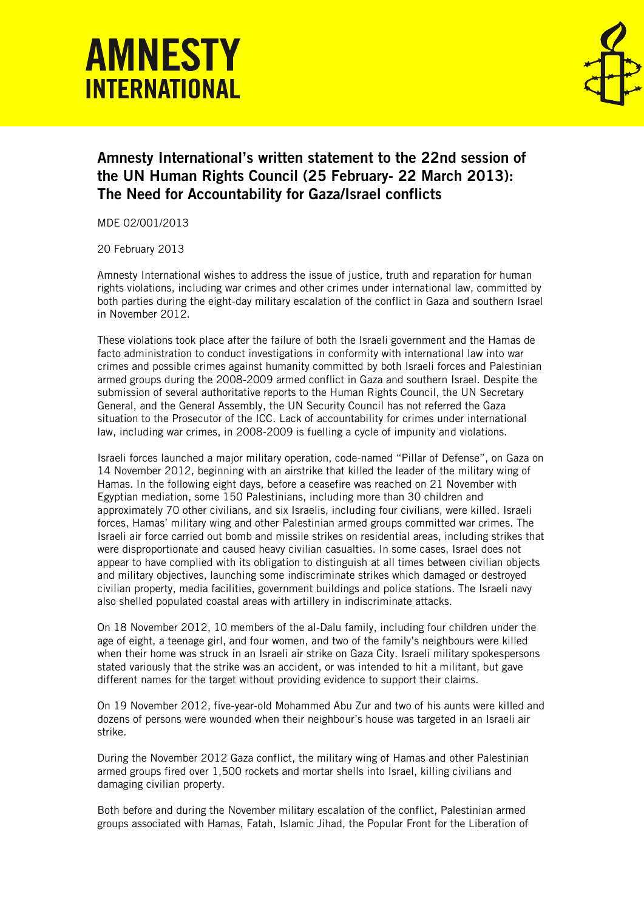# AMNESTY INTERNATIONAL

## Amnesty International's written statement to the 22nd session of the UN Human Rights Council (25 February- 22 March 2013): The Need for Accountability for Gaza/Israel conflicts

MDE 02/001/2013

20 February 2013

Amnesty International wishes to address the issue of justice, truth and reparation for human rights violations, including war crimes and other crimes under international law, committed by both parties during the eight-day military escalation of the conflict in Gaza and southern Israel in November 2012.

These violations took place after the failure of both the Israeli government and the Hamas de facto administration to conduct investigations in conformity with international law into war crimes and possible crimes against humanity committed by both Israeli forces and Palestinian armed groups during the 2008-2009 armed conflict in Gaza and southern Israel. Despite the submission of several authoritative reports to the Human Rights Council, the UN Secretary General, and the General Assembly, the UN Security Council has not referred the Gaza situation to the Prosecutor of the ICC. Lack of accountability for crimes under international law, including war crimes, in 2008-2009 is fuelling a cycle of impunity and violations.

Israeli forces launched a major military operation, code-named "Pillar of Defense", on Gaza on 14 November 2012, beginning with an airstrike that killed the leader of the military wing of Hamas. In the following eight days, before a ceasefire was reached on 21 November with Egyptian mediation, some 150 Palestinians, including more than 30 children and approximately 70 other civilians, and six Israelis, including four civilians, were killed. Israeli forces, Hamas' military wing and other Palestinian armed groups committed war crimes. The Israeli air force carried out bomb and missile strikes on residential areas, including strikes that were disproportionate and caused heavy civilian casualties. In some cases, Israel does not appear to have complied with its obligation to distinguish at all times between civilian objects and military objectives, launching some indiscriminate strikes which damaged or destroyed civilian property, media facilities, government buildings and police stations. The Israeli navy also shelled populated coastal areas with artillery in indiscriminate attacks.

On 18 November 2012, 10 members of the al-Dalu family, including four children under the age of eight, a teenage girl, and four women, and two of the family's neighbours were killed when their home was struck in an Israeli air strike on Gaza City. Israeli military spokespersons stated variously that the strike was an accident, or was intended to hit a militant, but gave different names for the target without providing evidence to support their claims.

On 19 November 2012, five-year-old Mohammed Abu Zur and two of his aunts were killed and dozens of persons were wounded when their neighbour's house was targeted in an Israeli air strike.

During the November 2012 Gaza conflict, the military wing of Hamas and other Palestinian armed groups fired over 1,500 rockets and mortar shells into Israel, killing civilians and damaging civilian property.

Both before and during the November military escalation of the conflict, Palestinian armed groups associated with Hamas, Fatah, Islamic Jihad, the Popular Front for the Liberation of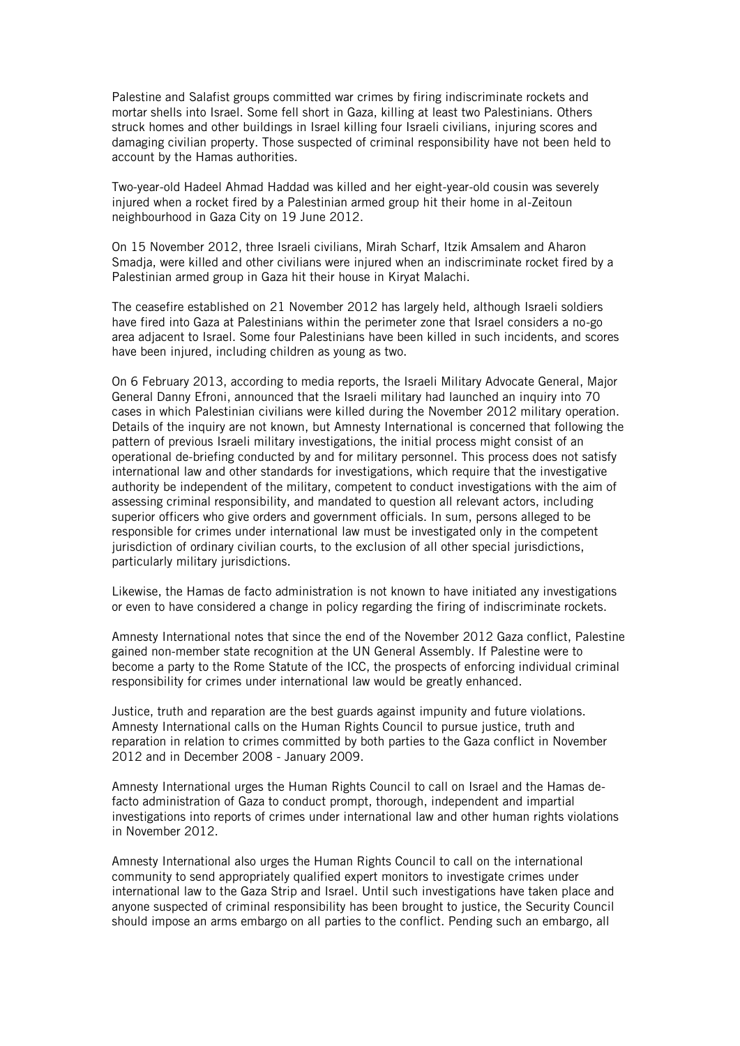Palestine and Salafist groups committed war crimes by firing indiscriminate rockets and mortar shells into Israel. Some fell short in Gaza, killing at least two Palestinians. Others struck homes and other buildings in Israel killing four Israeli civilians, injuring scores and damaging civilian property. Those suspected of criminal responsibility have not been held to account by the Hamas authorities.

Two-year-old Hadeel Ahmad Haddad was killed and her eight-year-old cousin was severely injured when a rocket fired by a Palestinian armed group hit their home in al-Zeitoun neighbourhood in Gaza City on 19 June 2012.

On 15 November 2012, three Israeli civilians, Mirah Scharf, Itzik Amsalem and Aharon Smadja, were killed and other civilians were injured when an indiscriminate rocket fired by a Palestinian armed group in Gaza hit their house in Kiryat Malachi.

The ceasefire established on 21 November 2012 has largely held, although Israeli soldiers have fired into Gaza at Palestinians within the perimeter zone that Israel considers a no-go area adjacent to Israel. Some four Palestinians have been killed in such incidents, and scores have been injured, including children as young as two.

On 6 February 2013, according to media reports, the Israeli Military Advocate General, Major General Danny Efroni, announced that the Israeli military had launched an inquiry into 70 cases in which Palestinian civilians were killed during the November 2012 military operation. Details of the inquiry are not known, but Amnesty International is concerned that following the pattern of previous Israeli military investigations, the initial process might consist of an operational de-briefing conducted by and for military personnel. This process does not satisfy international law and other standards for investigations, which require that the investigative authority be independent of the military, competent to conduct investigations with the aim of assessing criminal responsibility, and mandated to question all relevant actors, including superior officers who give orders and government officials. In sum, persons alleged to be responsible for crimes under international law must be investigated only in the competent jurisdiction of ordinary civilian courts, to the exclusion of all other special jurisdictions, particularly military jurisdictions.

Likewise, the Hamas de facto administration is not known to have initiated any investigations or even to have considered a change in policy regarding the firing of indiscriminate rockets.

Amnesty International notes that since the end of the November 2012 Gaza conflict, Palestine gained non-member state recognition at the UN General Assembly. If Palestine were to become a party to the Rome Statute of the ICC, the prospects of enforcing individual criminal responsibility for crimes under international law would be greatly enhanced.

Justice, truth and reparation are the best guards against impunity and future violations. Amnesty International calls on the Human Rights Council to pursue justice, truth and reparation in relation to crimes committed by both parties to the Gaza conflict in November 2012 and in December 2008 - January 2009.

Amnesty International urges the Human Rights Council to call on Israel and the Hamas de-facto administration of Gaza to conduct prompt, thorough, independent and impartial investigations into reports of crimes under international law and other human rights violations in November 2012.

Amnesty International also urges the Human Rights Council to call on the international community to send appropriately qualified expert monitors to investigate crimes under international law to the Gaza Strip and Israel. Until such investigations have taken place and anyone suspected of criminal responsibility has been brought to justice, the Security Council should impose an arms embargo on all parties to the conflict. Pending such an embargo, all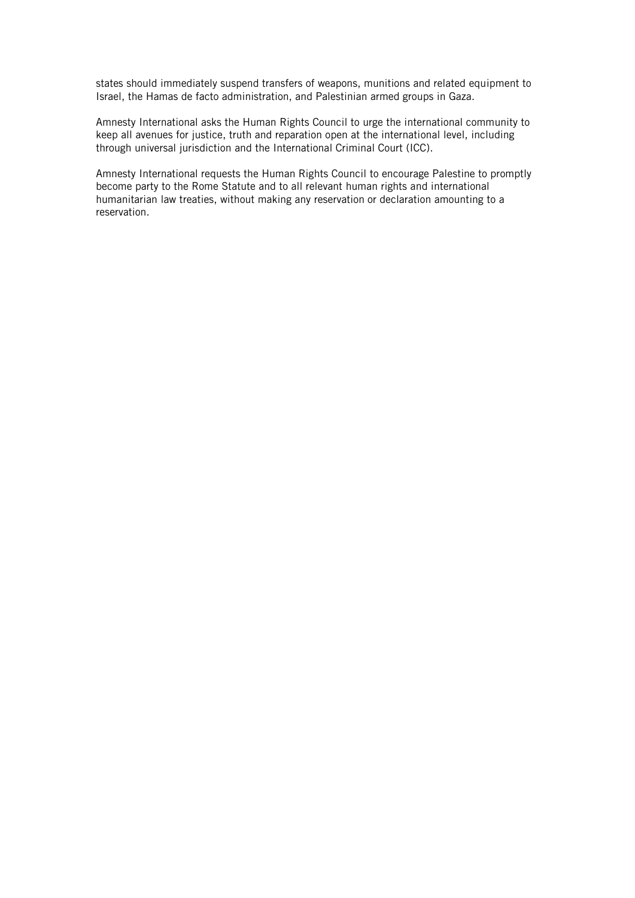states should immediately suspend transfers of weapons, munitions and related equipment to Israel, the Hamas de facto administration, and Palestinian armed groups in Gaza.

Amnesty International asks the Human Rights Council to urge the international community to keep all avenues for justice, truth and reparation open at the international level, including through universal jurisdiction and the International Criminal Court (ICC).

Amnesty International requests the Human Rights Council to encourage Palestine to promptly become party to the Rome Statute and to all relevant human rights and international humanitarian law treaties, without making any reservation or declaration amounting to a reservation.